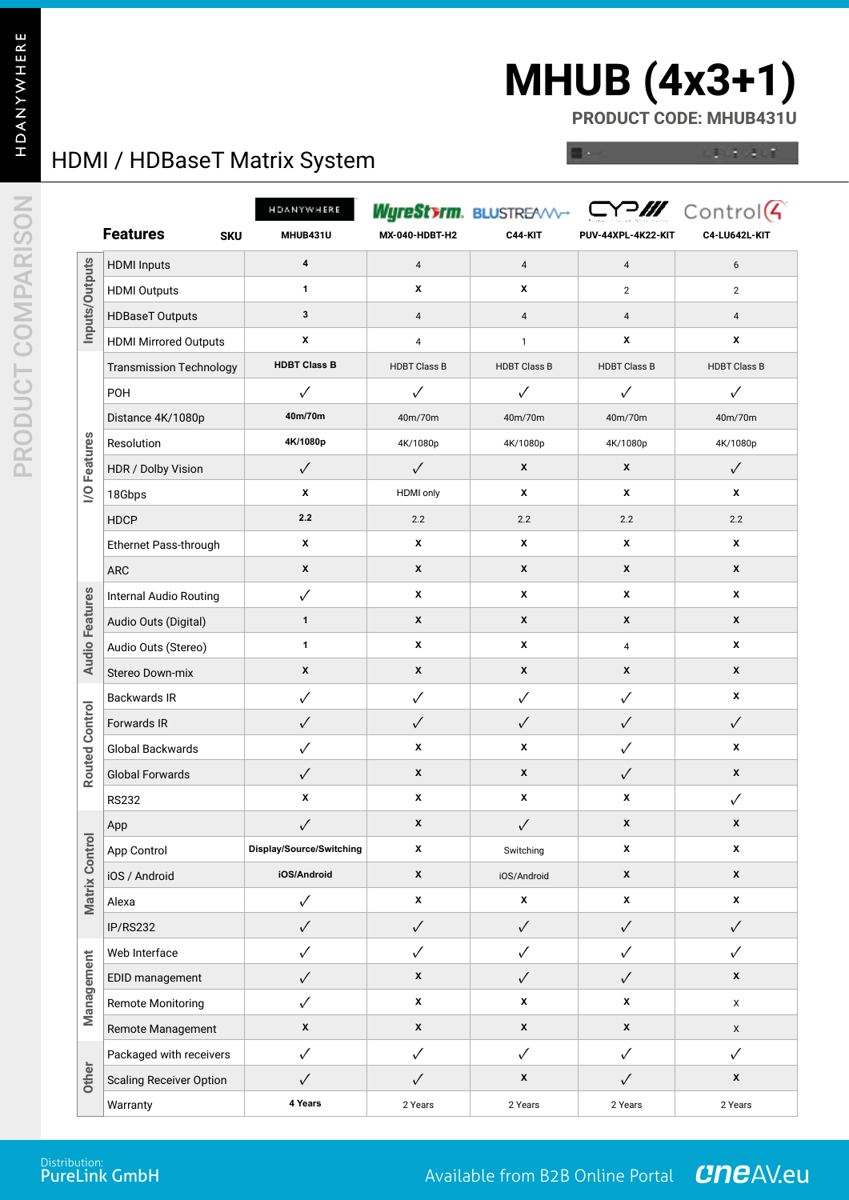# MHUB (4x3+1)

**PRODUCT CODE: MHUB431U**

## HDMI / HDBaseT Matrix System

PRODUCT COMPARISON

| | Features | HDANYWHERE | WyreStorm | BLUSTREAM | CYP | Control4 |
|---|---|---|---|---|---|---|
| | SKU | MHUB431U | MX-040-HDBT-H2 | C44-KIT | PUV-44XPL-4K22-KIT | C4-LU642L-KIT |
| Inputs/Outputs | HDMI Inputs | 4 | 4 | 4 | 4 | 6 |
| | HDMI Outputs | 1 | x | x | 2 | 2 |
| | HDBaseT Outputs | 3 | 4 | 4 | 4 | 4 |
| | HDMI Mirrored Outputs | x | 4 | 1 | x | x |
| I/O Features | Transmission Technology | HDBT Class B | HDBT Class B | HDBT Class B | HDBT Class B | HDBT Class B |
| | POH | ✓ | ✓ | ✓ | ✓ | ✓ |
| | Distance 4K/1080p | 40m/70m | 40m/70m | 40m/70m | 40m/70m | 40m/70m |
| | Resolution | 4K/1080p | 4K/1080p | 4K/1080p | 4K/1080p | 4K/1080p |
| | HDR / Dolby Vision | ✓ | ✓ | x | x | ✓ |
| | 18Gbps | x | HDMI only | x | x | x |
| | HDCP | 2.2 | 2.2 | 2.2 | 2.2 | 2.2 |
| | Ethernet Pass-through | x | x | x | x | x |
| | ARC | x | x | x | x | x |
| Audio Features | Internal Audio Routing | ✓ | x | x | x | x |
| | Audio Outs (Digital) | 1 | x | x | x | x |
| | Audio Outs (Stereo) | 1 | x | x | 4 | x |
| | Stereo Down-mix | x | x | x | x | x |
| Routed Control | Backwards IR | ✓ | ✓ | ✓ | ✓ | x |
| | Forwards IR | ✓ | ✓ | ✓ | ✓ | ✓ |
| | Global Backwards | ✓ | x | x | ✓ | x |
| | Global Forwards | ✓ | x | x | ✓ | x |
| | RS232 | x | x | x | x | ✓ |
| Matrix Control | App | ✓ | x | ✓ | x | x |
| | App Control | Display/Source/Switching | x | Switching | x | x |
| | iOS / Android | iOS/Android | x | iOS/Android | x | x |
| | Alexa | ✓ | x | x | x | x |
| | IP/RS232 | ✓ | ✓ | ✓ | ✓ | ✓ |
| Management | Web Interface | ✓ | ✓ | ✓ | ✓ | ✓ |
| | EDID management | ✓ | x | ✓ | ✓ | x |
| | Remote Monitoring | ✓ | x | x | x | x |
| | Remote Management | x | x | x | x | x |
| Other | Packaged with receivers | ✓ | ✓ | ✓ | ✓ | ✓ |
| | Scaling Receiver Option | ✓ | ✓ | x | ✓ | x |
| | Warranty | 4 Years | 2 Years | 2 Years | 2 Years | 2 Years |

Distribution:
PureLink GmbH

Available from B2B Online Portal oneAV.eu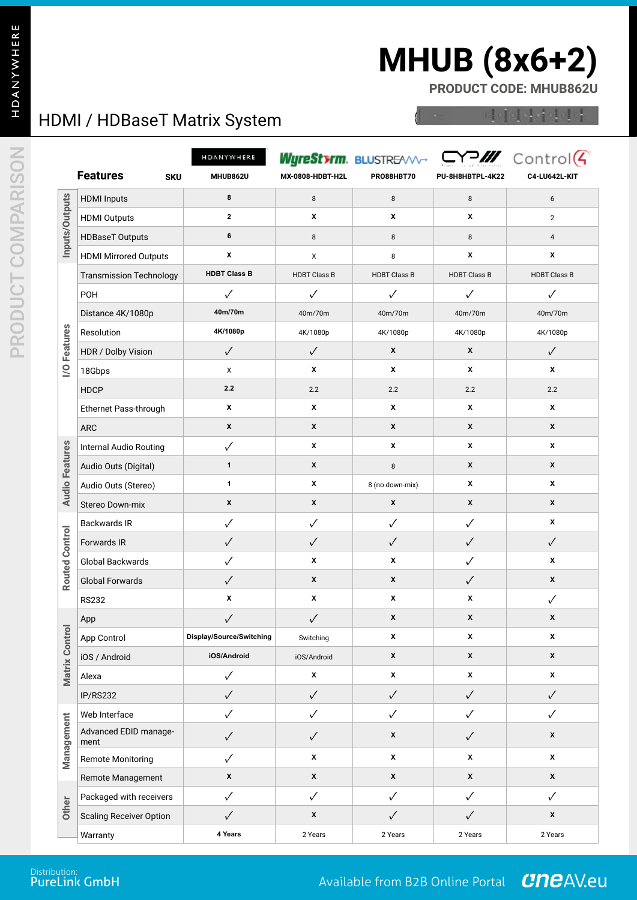# MHUB (8x6+2)

**PRODUCT CODE: MHUB862U**

## HDMI / HDBaseT Matrix System

PRODUCT COMPARISON

| | Features | HDANYWHERE | WyreStorm | BLUSTREAM | CYP | Control4 |
|---|---|---|---|---|---|---|
| | **SKU** | **MHUB862U** | **MX-0808-HDBT-H2L** | **PRO88HBT70** | **PU-8H8HBTPL-4K22** | **C4-LU642L-KIT** |
| Inputs/Outputs | HDMI Inputs | 8 | 8 | 8 | 8 | 6 |
| | HDMI Outputs | 2 | x | x | x | 2 |
| | HDBaseT Outputs | 6 | 8 | 8 | 8 | 4 |
| | HDMI Mirrored Outputs | x | x | 8 | x | x |
| I/O Features | Transmission Technology | HDBT Class B | HDBT Class B | HDBT Class B | HDBT Class B | HDBT Class B |
| | POH | ✓ | ✓ | ✓ | ✓ | ✓ |
| | Distance 4K/1080p | 40m/70m | 40m/70m | 40m/70m | 40m/70m | 40m/70m |
| | Resolution | 4K/1080p | 4K/1080p | 4K/1080p | 4K/1080p | 4K/1080p |
| | HDR / Dolby Vision | ✓ | ✓ | x | x | ✓ |
| | 18Gbps | x | x | x | x | x |
| | HDCP | 2.2 | 2.2 | 2.2 | 2.2 | 2.2 |
| | Ethernet Pass-through | x | x | x | x | x |
| | ARC | x | x | x | x | x |
| Audio Features | Internal Audio Routing | ✓ | x | x | x | x |
| | Audio Outs (Digital) | 1 | x | 8 | x | x |
| | Audio Outs (Stereo) | 1 | x | 8 (no down-mix) | x | x |
| | Stereo Down-mix | x | x | x | x | x |
| Routed Control | Backwards IR | ✓ | ✓ | ✓ | ✓ | x |
| | Forwards IR | ✓ | ✓ | ✓ | ✓ | ✓ |
| | Global Backwards | ✓ | x | x | ✓ | x |
| | Global Forwards | ✓ | x | x | ✓ | x |
| | RS232 | x | x | x | x | ✓ |
| Matrix Control | App | ✓ | ✓ | x | x | x |
| | App Control | Display/Source/Switching | Switching | x | x | x |
| | iOS / Android | iOS/Android | iOS/Android | x | x | x |
| | Alexa | ✓ | x | x | x | x |
| | IP/RS232 | ✓ | ✓ | ✓ | ✓ | ✓ |
| Management | Web Interface | ✓ | ✓ | ✓ | ✓ | ✓ |
| | Advanced EDID management | ✓ | ✓ | x | ✓ | x |
| | Remote Monitoring | ✓ | x | x | x | x |
| | Remote Management | x | x | x | x | x |
| Other | Packaged with receivers | ✓ | ✓ | ✓ | ✓ | ✓ |
| | Scaling Receiver Option | ✓ | x | ✓ | ✓ | x |
| | Warranty | 4 Years | 2 Years | 2 Years | 2 Years | 2 Years |

Distribution:
PureLink GmbH

Available from B2B Online Portal oneAV.eu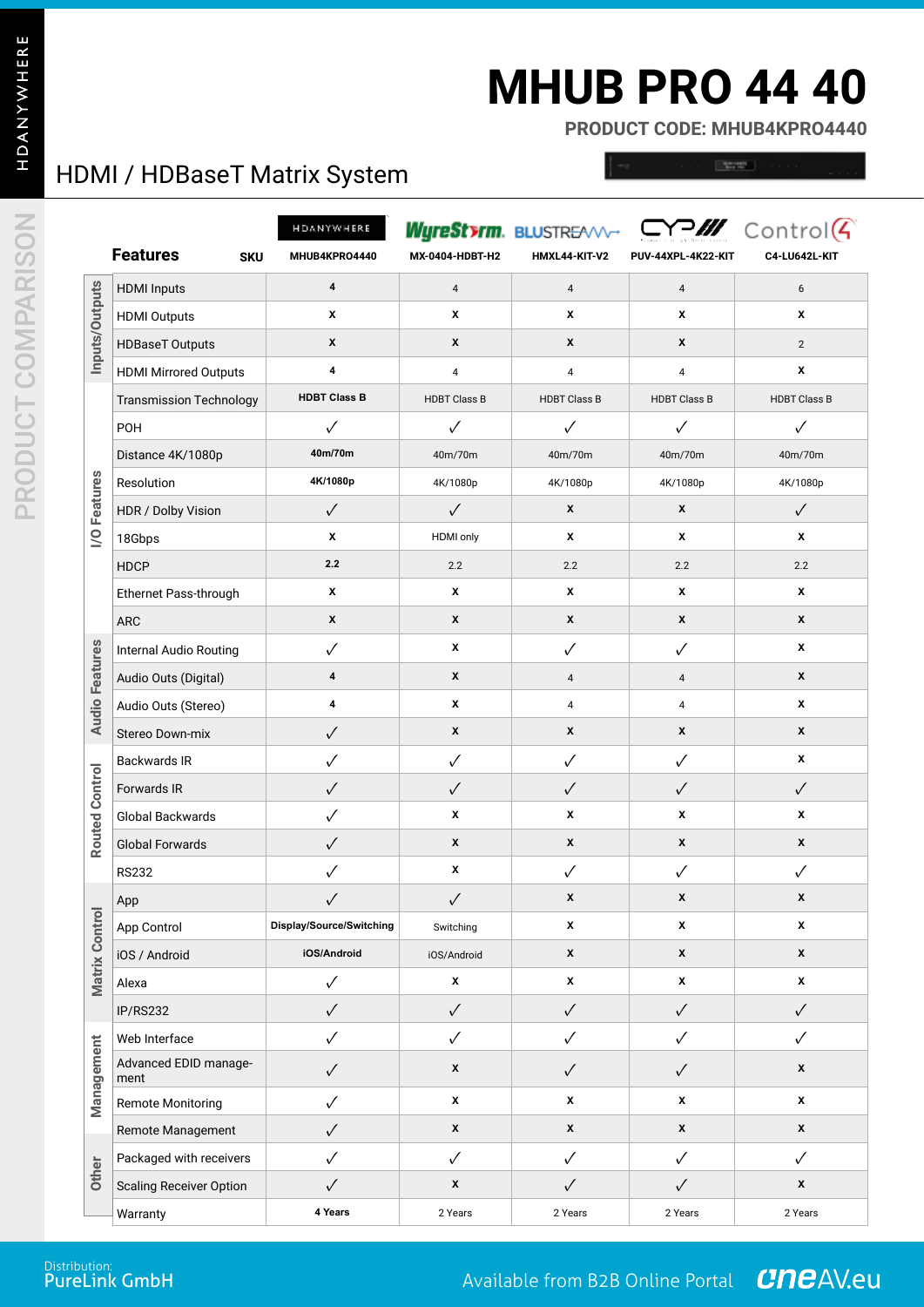HDANYWHERE

# MHUB PRO 44 40

**PRODUCT CODE: MHUB4KPRO4440**

## HDMI / HDBaseT Matrix System

PRODUCT COMPARISON

| | **Features** | HDANYWHERE | WyreStorm | BLUSTREAM | CYP | Control4 |
|---|---|---|---|---|---|---|
| | **SKU** | **MHUB4KPRO4440** | **MX-0404-HDBT-H2** | **HMXL44-KIT-V2** | **PUV-44XPL-4K22-KIT** | **C4-LU642L-KIT** |
| Inputs/Outputs | HDMI Inputs | **4** | 4 | 4 | 4 | 6 |
| | HDMI Outputs | x | x | x | x | x |
| | HDBaseT Outputs | x | x | x | x | 2 |
| | HDMI Mirrored Outputs | **4** | 4 | 4 | 4 | x |
| I/O Features | Transmission Technology | **HDBT Class B** | HDBT Class B | HDBT Class B | HDBT Class B | HDBT Class B |
| | POH | ✓ | ✓ | ✓ | ✓ | ✓ |
| | Distance 4K/1080p | **40m/70m** | 40m/70m | 40m/70m | 40m/70m | 40m/70m |
| | Resolution | **4K/1080p** | 4K/1080p | 4K/1080p | 4K/1080p | 4K/1080p |
| | HDR / Dolby Vision | ✓ | ✓ | x | x | ✓ |
| | 18Gbps | x | HDMI only | x | x | x |
| | HDCP | **2.2** | 2.2 | 2.2 | 2.2 | 2.2 |
| | Ethernet Pass-through | x | x | x | x | x |
| | ARC | x | x | x | x | x |
| Audio Features | Internal Audio Routing | ✓ | x | ✓ | ✓ | x |
| | Audio Outs (Digital) | **4** | x | 4 | 4 | x |
| | Audio Outs (Stereo) | **4** | x | 4 | 4 | x |
| | Stereo Down-mix | ✓ | x | x | x | x |
| Routed Control | Backwards IR | ✓ | ✓ | ✓ | ✓ | x |
| | Forwards IR | ✓ | ✓ | ✓ | ✓ | ✓ |
| | Global Backwards | ✓ | x | x | x | x |
| | Global Forwards | ✓ | x | x | x | x |
| | RS232 | ✓ | x | ✓ | ✓ | ✓ |
| Matrix Control | App | ✓ | ✓ | x | x | x |
| | App Control | **Display/Source/Switching** | Switching | x | x | x |
| | iOS / Android | **iOS/Android** | iOS/Android | x | x | x |
| | Alexa | ✓ | x | x | x | x |
| | IP/RS232 | ✓ | ✓ | ✓ | ✓ | ✓ |
| Management | Web Interface | ✓ | ✓ | ✓ | ✓ | ✓ |
| | Advanced EDID management | ✓ | x | ✓ | ✓ | x |
| | Remote Monitoring | ✓ | x | x | x | x |
| | Remote Management | ✓ | x | x | x | x |
| Other | Packaged with receivers | ✓ | ✓ | ✓ | ✓ | ✓ |
| | Scaling Receiver Option | ✓ | x | ✓ | ✓ | x |
| | Warranty | **4 Years** | 2 Years | 2 Years | 2 Years | 2 Years |

Distribution:
PureLink GmbH

Available from B2B Online Portal oneAV.eu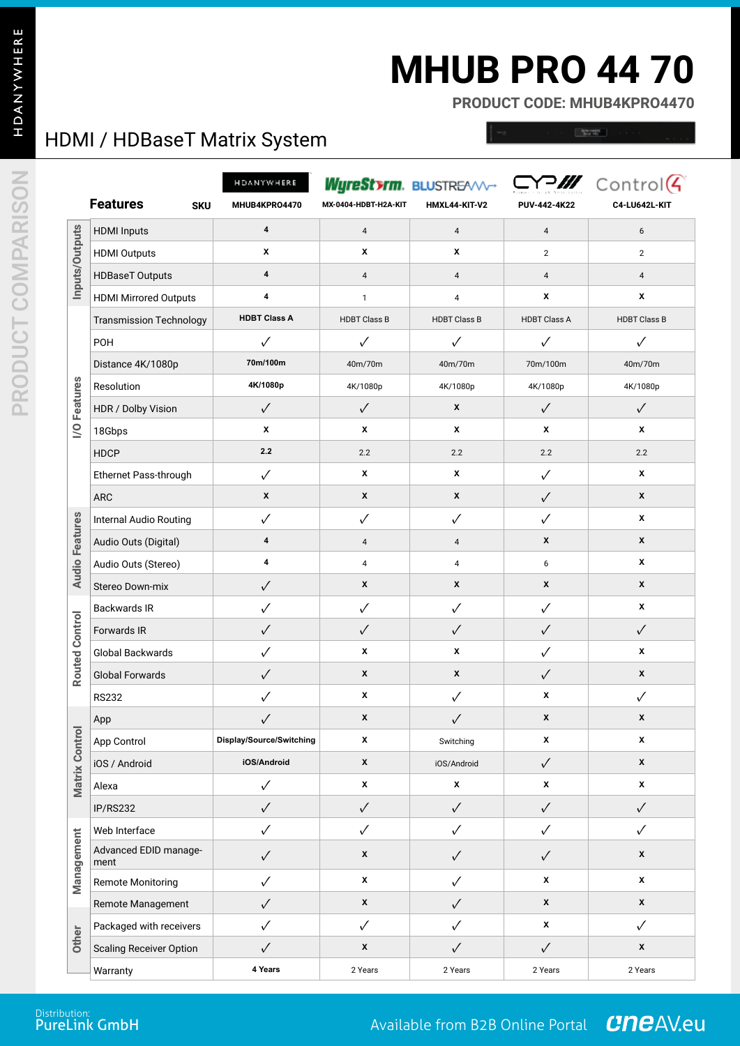HDANYWHERE

# MHUB PRO 44 70

**PRODUCT CODE: MHUB4KPRO4470**

## HDMI / HDBaseT Matrix System

PRODUCT COMPARISON

| | **Features** | **SKU** | HDANYWHERE MHUB4KPRO4470 | WyreStorm MX-0404-HDBT-H2A-KIT | BLUSTREAM HMXL44-KIT-V2 | CYP PUV-442-4K22 | Control4 C4-LU642L-KIT |
|---|---|---|---|---|---|---|---|
| Inputs/Outputs | HDMI Inputs | | **4** | 4 | 4 | 4 | 6 |
| | HDMI Outputs | | **x** | x | x | 2 | 2 |
| | HDBaseT Outputs | | **4** | 4 | 4 | 4 | 4 |
| | HDMI Mirrored Outputs | | **4** | 1 | 4 | x | x |
| I/O Features | Transmission Technology | | **HDBT Class A** | HDBT Class B | HDBT Class B | HDBT Class A | HDBT Class B |
| | POH | | ✓ | ✓ | ✓ | ✓ | ✓ |
| | Distance 4K/1080p | | **70m/100m** | 40m/70m | 40m/70m | 70m/100m | 40m/70m |
| | Resolution | | **4K/1080p** | 4K/1080p | 4K/1080p | 4K/1080p | 4K/1080p |
| | HDR / Dolby Vision | | ✓ | ✓ | x | ✓ | ✓ |
| | 18Gbps | | x | x | x | x | x |
| | HDCP | | **2.2** | 2.2 | 2.2 | 2.2 | 2.2 |
| | Ethernet Pass-through | | ✓ | x | x | ✓ | x |
| | ARC | | x | x | x | ✓ | x |
| Audio Features | Internal Audio Routing | | ✓ | ✓ | ✓ | ✓ | x |
| | Audio Outs (Digital) | | **4** | 4 | 4 | x | x |
| | Audio Outs (Stereo) | | **4** | 4 | 4 | 6 | x |
| | Stereo Down-mix | | ✓ | x | x | x | x |
| Routed Control | Backwards IR | | ✓ | ✓ | ✓ | ✓ | x |
| | Forwards IR | | ✓ | ✓ | ✓ | ✓ | ✓ |
| | Global Backwards | | ✓ | x | x | ✓ | x |
| | Global Forwards | | ✓ | x | x | ✓ | x |
| | RS232 | | ✓ | x | ✓ | x | ✓ |
| Matrix Control | App | | ✓ | x | ✓ | x | x |
| | App Control | | **Display/Source/Switching** | x | Switching | x | x |
| | iOS / Android | | **iOS/Android** | x | iOS/Android | ✓ | x |
| | Alexa | | ✓ | x | x | x | x |
| | IP/RS232 | | ✓ | ✓ | ✓ | ✓ | ✓ |
| Management | Web Interface | | ✓ | ✓ | ✓ | ✓ | ✓ |
| | Advanced EDID management | | ✓ | x | ✓ | ✓ | x |
| | Remote Monitoring | | ✓ | x | ✓ | x | x |
| | Remote Management | | ✓ | x | ✓ | x | x |
| Other | Packaged with receivers | | ✓ | ✓ | ✓ | x | ✓ |
| | Scaling Receiver Option | | ✓ | x | ✓ | ✓ | x |
| | Warranty | | **4 Years** | 2 Years | 2 Years | 2 Years | 2 Years |

Distribution:
PureLink GmbH

Available from B2B Online Portal oneAV.eu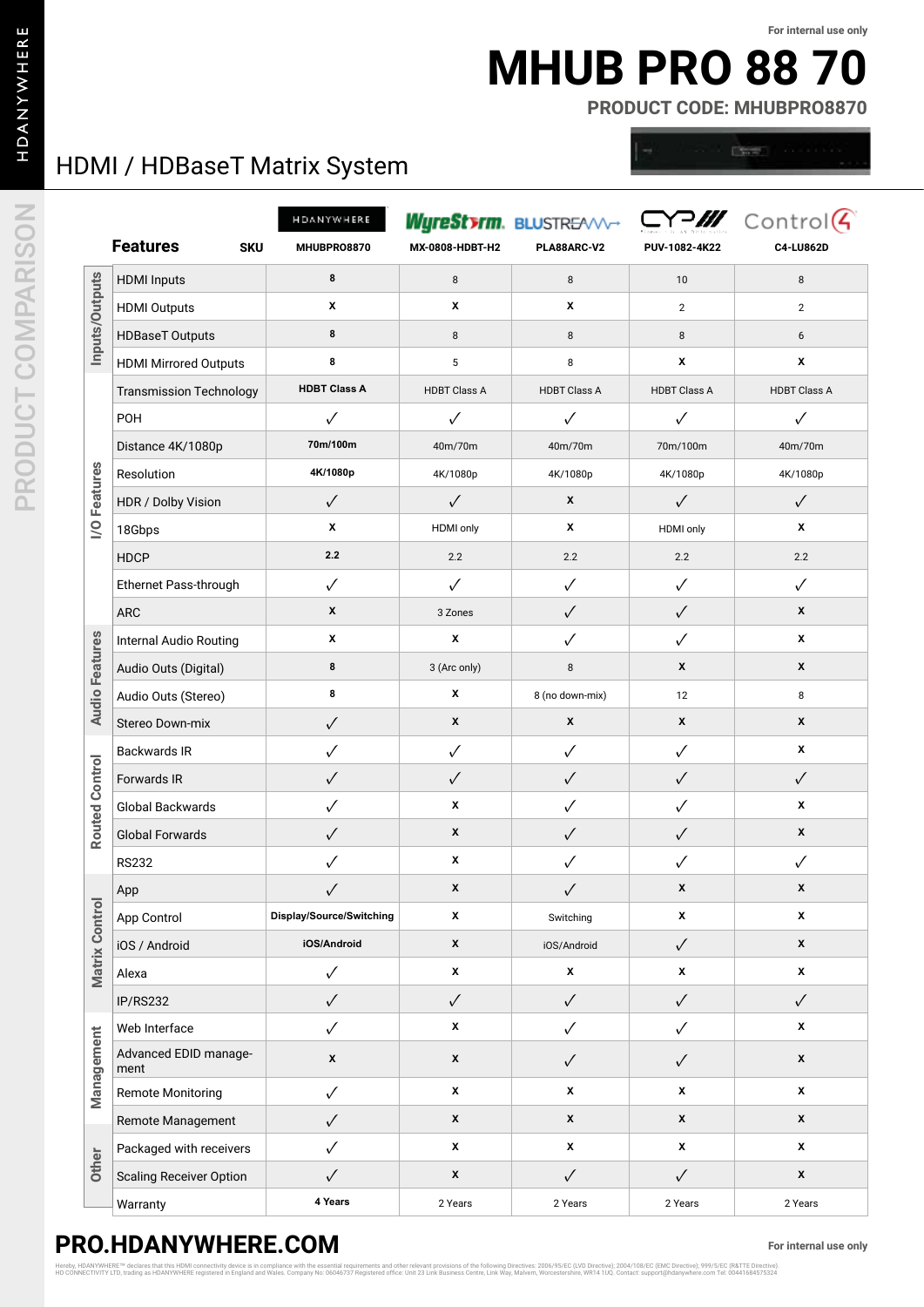For internal use only

# MHUB PRO 88 70

**PRODUCT CODE: MHUBPRO8870**

## HDMI / HDBaseT Matrix System

PRODUCT COMPARISON

| | Features | HDANYWHERE | WyreStorm | BLUSTREAM | CYP | Control4 |
|---|---|---|---|---|---|---|
| | SKU | MHUBPRO8870 | MX-0808-HDBT-H2 | PLA88ARC-V2 | PUV-1082-4K22 | C4-LU862D |
| Inputs/Outputs | HDMI Inputs | 8 | 8 | 8 | 10 | 8 |
| | HDMI Outputs | x | x | x | 2 | 2 |
| | HDBaseT Outputs | 8 | 8 | 8 | 8 | 6 |
| | HDMI Mirrored Outputs | 8 | 5 | 8 | x | x |
| I/O Features | Transmission Technology | HDBT Class A | HDBT Class A | HDBT Class A | HDBT Class A | HDBT Class A |
| | POH | ✓ | ✓ | ✓ | ✓ | ✓ |
| | Distance 4K/1080p | 70m/100m | 40m/70m | 40m/70m | 70m/100m | 40m/70m |
| | Resolution | 4K/1080p | 4K/1080p | 4K/1080p | 4K/1080p | 4K/1080p |
| | HDR / Dolby Vision | ✓ | ✓ | x | ✓ | ✓ |
| | 18Gbps | x | HDMI only | x | HDMI only | x |
| | HDCP | 2.2 | 2.2 | 2.2 | 2.2 | 2.2 |
| | Ethernet Pass-through | ✓ | ✓ | ✓ | ✓ | ✓ |
| | ARC | x | 3 Zones | ✓ | ✓ | x |
| Audio Features | Internal Audio Routing | x | x | ✓ | ✓ | x |
| | Audio Outs (Digital) | 8 | 3 (Arc only) | 8 | x | x |
| | Audio Outs (Stereo) | 8 | x | 8 (no down-mix) | 12 | 8 |
| | Stereo Down-mix | ✓ | x | x | x | x |
| Routed Control | Backwards IR | ✓ | ✓ | ✓ | ✓ | x |
| | Forwards IR | ✓ | ✓ | ✓ | ✓ | ✓ |
| | Global Backwards | ✓ | x | ✓ | ✓ | x |
| | Global Forwards | ✓ | x | ✓ | ✓ | x |
| | RS232 | ✓ | x | ✓ | ✓ | ✓ |
| Matrix Control | App | ✓ | x | ✓ | x | x |
| | App Control | Display/Source/Switching | x | Switching | x | x |
| | iOS / Android | iOS/Android | x | iOS/Android | ✓ | x |
| | Alexa | ✓ | x | x | x | x |
| | IP/RS232 | ✓ | ✓ | ✓ | ✓ | ✓ |
| Management | Web Interface | ✓ | x | ✓ | ✓ | x |
| | Advanced EDID management | x | x | ✓ | ✓ | x |
| | Remote Monitoring | ✓ | x | x | x | x |
| | Remote Management | ✓ | x | x | x | x |
| Other | Packaged with receivers | ✓ | x | x | x | x |
| | Scaling Receiver Option | ✓ | x | ✓ | ✓ | x |
| | Warranty | 4 Years | 2 Years | 2 Years | 2 Years | 2 Years |

**PRO.HDANYWHERE.COM**

For internal use only

Hereby, HDANYWHERE™ declares that this HDMI connectivity device is in compliance with the essential requirements and other relevant provisions of the following Directives: 2006/95/EC (LVD Directive); 2004/108/EC (EMC Directive); 999/5/EC (R&TTE Directive). HD CONNECTIVITY LTD, trading as HDANYWHERE registered in England and Wales. Company No: 06046737 Registered office: Unit 23 Link Business Centre, Link Way, Malvern, Worcestershire, WR14 1UQ. Contact: support@hdanywhere.com Tel: 00441684575324